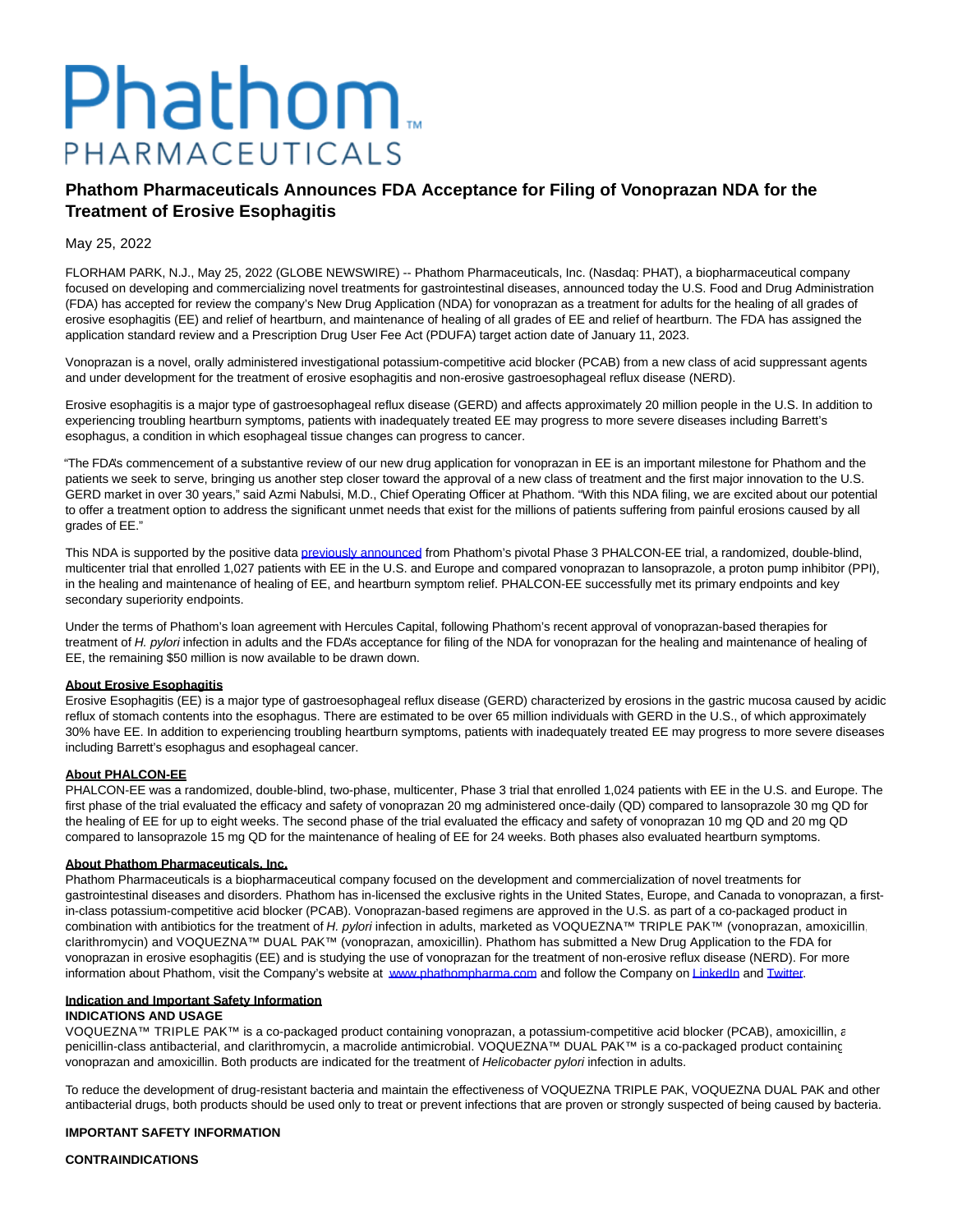# Phathom

PHARMACEUTICALS

## Phathom Pharmaceuticals Announces FDA Acceptance for Filing of Vonoprazan NDA for the Treatment of Erosive Esophagitis

May 25, 2022

FLORHAM PARK, N.J., May 25, 2022 (GLOBE NEWSWIRE) -- Phathom Pharmaceuticals, Inc. (Nasdaq: PHAT), a biopharmaceutical company focused on developing and commercializing novel treatments for gastrointestinal diseases, announced today the U.S. Food and Drug Administration (FDA) has accepted for review the company's New Drug Application (NDA) for vonoprazan as a treatment for adults for the healing of all grades of erosive esophagitis (EE) and relief of heartburn, and maintenance of healing of all grades of EE and relief of heartburn. The FDA has assigned the application standard review and a Prescription Drug User Fee Act (PDUFA) target action date of January 11, 2023.

Vonoprazan is a novel, orally administered investigational potassium-competitive acid blocker (PCAB) from a new class of acid suppressant agents and under development for the treatment of erosive esophagitis and non-erosive gastroesophageal reflux disease (NERD).

Erosive esophagitis is a major type of gastroesophageal reflux disease (GERD) and affects approximately 20 million people in the U.S. In addition to experiencing troubling heartburn symptoms, patients with inadequately treated EE may progress to more severe diseases including Barrett's esophagus, a condition in which esophageal tissue changes can progress to cancer.

"The FDA's commencement of a substantive review of our new drug application for vonoprazan in EE is an important milestone for Phathom and the patients we seek to serve, bringing us another step closer toward the approval of a new class of treatment and the first major innovation to the U.S. GERD market in over 30 years," said Azmi Nabulsi, M.D., Chief Operating Officer at Phathom. "With this NDA filing, we are excited about our potential to offer a treatment option to address the significant unmet needs that exist for the millions of patients suffering from painful erosions caused by all grades of EE."

This NDA is supported by the positive data previously announced from Phathom's pivotal Phase 3 PHALCON-EE trial, a randomized, double-blind, multicenter trial that enrolled 1,027 patients with EE in the U.S. and Europe and compared vonoprazan to lansoprazole, a proton pump inhibitor (PPI), in the healing and maintenance of healing of EE, and heartburn symptom relief. PHALCON-EE successfully met its primary endpoints and key secondary superiority endpoints.

Under the terms of Phathom's loan agreement with Hercules Capital, following Phathom's recent approval of vonoprazan-based therapies for treatment of *H. pylori* infection in adults and the FDA's acceptance for filing of the NDA for vonoprazan for the healing and maintenance of healing of EE, the remaining $50 million is now available to be drawn down.

**About Erosive Esophagitis**

Erosive Esophagitis (EE) is a major type of gastroesophageal reflux disease (GERD) characterized by erosions in the gastric mucosa caused by acidic reflux of stomach contents into the esophagus. There are estimated to be over 65 million individuals with GERD in the U.S., of which approximately 30% have EE. In addition to experiencing troubling heartburn symptoms, patients with inadequately treated EE may progress to more severe diseases including Barrett's esophagus and esophageal cancer.

**About PHALCON-EE**

PHALCON-EE was a randomized, double-blind, two-phase, multicenter, Phase 3 trial that enrolled 1,024 patients with EE in the U.S. and Europe. The first phase of the trial evaluated the efficacy and safety of vonoprazan 20 mg administered once-daily (QD) compared to lansoprazole 30 mg QD for the healing of EE for up to eight weeks. The second phase of the trial evaluated the efficacy and safety of vonoprazan 10 mg QD and 20 mg QD compared to lansoprazole 15 mg QD for the maintenance of healing of EE for 24 weeks. Both phases also evaluated heartburn symptoms.

**About Phathom Pharmaceuticals, Inc.**

Phathom Pharmaceuticals is a biopharmaceutical company focused on the development and commercialization of novel treatments for gastrointestinal diseases and disorders. Phathom has in-licensed the exclusive rights in the United States, Europe, and Canada to vonoprazan, a first-in-class potassium-competitive acid blocker (PCAB). Vonoprazan-based regimens are approved in the U.S. as part of a co-packaged product in combination with antibiotics for the treatment of *H. pylori* infection in adults, marketed as VOQUEZNA™ TRIPLE PAK™ (vonoprazan, amoxicillin, clarithromycin) and VOQUEZNA™ DUAL PAK™ (vonoprazan, amoxicillin). Phathom has submitted a New Drug Application to the FDA for vonoprazan in erosive esophagitis (EE) and is studying the use of vonoprazan for the treatment of non-erosive reflux disease (NERD). For more information about Phathom, visit the Company's website at www.phathompharma.com and follow the Company on LinkedIn and Twitter.

**Indication and Important Safety Information**

**INDICATIONS AND USAGE**

VOQUEZNA™ TRIPLE PAK™ is a co-packaged product containing vonoprazan, a potassium-competitive acid blocker (PCAB), amoxicillin, a penicillin-class antibacterial, and clarithromycin, a macrolide antimicrobial. VOQUEZNA™ DUAL PAK™ is a co-packaged product containing vonoprazan and amoxicillin. Both products are indicated for the treatment of *Helicobacter pylori* infection in adults.

To reduce the development of drug-resistant bacteria and maintain the effectiveness of VOQUEZNA TRIPLE PAK, VOQUEZNA DUAL PAK and other antibacterial drugs, both products should be used only to treat or prevent infections that are proven or strongly suspected of being caused by bacteria.

**IMPORTANT SAFETY INFORMATION**

**CONTRAINDICATIONS**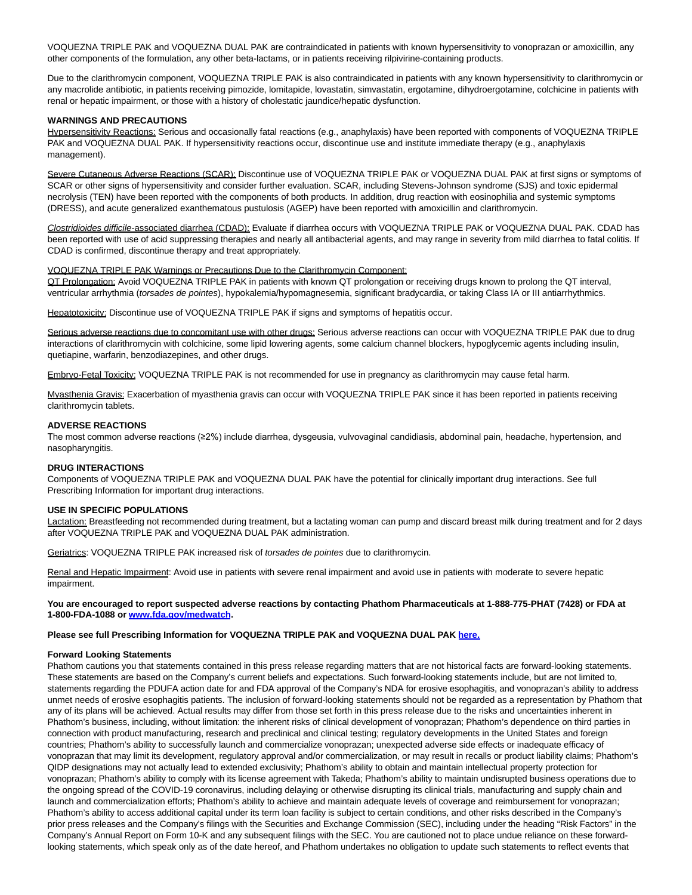VOQUEZNA TRIPLE PAK and VOQUEZNA DUAL PAK are contraindicated in patients with known hypersensitivity to vonoprazan or amoxicillin, any other components of the formulation, any other beta-lactams, or in patients receiving rilpivirine-containing products.

Due to the clarithromycin component, VOQUEZNA TRIPLE PAK is also contraindicated in patients with any known hypersensitivity to clarithromycin or any macrolide antibiotic, in patients receiving pimozide, lomitapide, lovastatin, simvastatin, ergotamine, dihydroergotamine, colchicine in patients with renal or hepatic impairment, or those with a history of cholestatic jaundice/hepatic dysfunction.

**WARNINGS AND PRECAUTIONS**

Hypersensitivity Reactions: Serious and occasionally fatal reactions (e.g., anaphylaxis) have been reported with components of VOQUEZNA TRIPLE PAK and VOQUEZNA DUAL PAK. If hypersensitivity reactions occur, discontinue use and institute immediate therapy (e.g., anaphylaxis management).

Severe Cutaneous Adverse Reactions (SCAR): Discontinue use of VOQUEZNA TRIPLE PAK or VOQUEZNA DUAL PAK at first signs or symptoms of SCAR or other signs of hypersensitivity and consider further evaluation. SCAR, including Stevens-Johnson syndrome (SJS) and toxic epidermal necrolysis (TEN) have been reported with the components of both products. In addition, drug reaction with eosinophilia and systemic symptoms (DRESS), and acute generalized exanthematous pustulosis (AGEP) have been reported with amoxicillin and clarithromycin.

*Clostridioides difficile*-associated diarrhea (CDAD): Evaluate if diarrhea occurs with VOQUEZNA TRIPLE PAK or VOQUEZNA DUAL PAK. CDAD has been reported with use of acid suppressing therapies and nearly all antibacterial agents, and may range in severity from mild diarrhea to fatal colitis. If CDAD is confirmed, discontinue therapy and treat appropriately.

VOQUEZNA TRIPLE PAK Warnings or Precautions Due to the Clarithromycin Component:

QT Prolongation: Avoid VOQUEZNA TRIPLE PAK in patients with known QT prolongation or receiving drugs known to prolong the QT interval, ventricular arrhythmia (*torsades de pointes*), hypokalemia/hypomagnesemia, significant bradycardia, or taking Class IA or III antiarrhythmics.

Hepatotoxicity: Discontinue use of VOQUEZNA TRIPLE PAK if signs and symptoms of hepatitis occur.

Serious adverse reactions due to concomitant use with other drugs: Serious adverse reactions can occur with VOQUEZNA TRIPLE PAK due to drug interactions of clarithromycin with colchicine, some lipid lowering agents, some calcium channel blockers, hypoglycemic agents including insulin, quetiapine, warfarin, benzodiazepines, and other drugs.

Embryo-Fetal Toxicity: VOQUEZNA TRIPLE PAK is not recommended for use in pregnancy as clarithromycin may cause fetal harm.

Myasthenia Gravis: Exacerbation of myasthenia gravis can occur with VOQUEZNA TRIPLE PAK since it has been reported in patients receiving clarithromycin tablets.

**ADVERSE REACTIONS**

The most common adverse reactions (≥2%) include diarrhea, dysgeusia, vulvovaginal candidiasis, abdominal pain, headache, hypertension, and nasopharyngitis.

**DRUG INTERACTIONS**

Components of VOQUEZNA TRIPLE PAK and VOQUEZNA DUAL PAK have the potential for clinically important drug interactions. See full Prescribing Information for important drug interactions.

**USE IN SPECIFIC POPULATIONS**

Lactation: Breastfeeding not recommended during treatment, but a lactating woman can pump and discard breast milk during treatment and for 2 days after VOQUEZNA TRIPLE PAK and VOQUEZNA DUAL PAK administration.

Geriatrics: VOQUEZNA TRIPLE PAK increased risk of *torsades de pointes* due to clarithromycin.

Renal and Hepatic Impairment: Avoid use in patients with severe renal impairment and avoid use in patients with moderate to severe hepatic impairment.

**You are encouraged to report suspected adverse reactions by contacting Phathom Pharmaceuticals at 1-888-775-PHAT (7428) or FDA at 1-800-FDA-1088 or [www.fda.gov/medwatch](www.fda.gov/medwatch).**

**Please see full Prescribing Information for VOQUEZNA TRIPLE PAK and VOQUEZNA DUAL PAK here.**

**Forward Looking Statements**

Phathom cautions you that statements contained in this press release regarding matters that are not historical facts are forward-looking statements. These statements are based on the Company's current beliefs and expectations. Such forward-looking statements include, but are not limited to, statements regarding the PDUFA action date for and FDA approval of the Company's NDA for erosive esophagitis, and vonoprazan's ability to address unmet needs of erosive esophagitis patients. The inclusion of forward-looking statements should not be regarded as a representation by Phathom that any of its plans will be achieved. Actual results may differ from those set forth in this press release due to the risks and uncertainties inherent in Phathom's business, including, without limitation: the inherent risks of clinical development of vonoprazan; Phathom's dependence on third parties in connection with product manufacturing, research and preclinical and clinical testing; regulatory developments in the United States and foreign countries; Phathom's ability to successfully launch and commercialize vonoprazan; unexpected adverse side effects or inadequate efficacy of vonoprazan that may limit its development, regulatory approval and/or commercialization, or may result in recalls or product liability claims; Phathom's QIDP designations may not actually lead to extended exclusivity; Phathom's ability to obtain and maintain intellectual property protection for vonoprazan; Phathom's ability to comply with its license agreement with Takeda; Phathom's ability to maintain undisrupted business operations due to the ongoing spread of the COVID-19 coronavirus, including delaying or otherwise disrupting its clinical trials, manufacturing and supply chain and launch and commercialization efforts; Phathom's ability to achieve and maintain adequate levels of coverage and reimbursement for vonoprazan; Phathom's ability to access additional capital under its term loan facility is subject to certain conditions, and other risks described in the Company's prior press releases and the Company's filings with the Securities and Exchange Commission (SEC), including under the heading "Risk Factors" in the Company's Annual Report on Form 10-K and any subsequent filings with the SEC. You are cautioned not to place undue reliance on these forward-looking statements, which speak only as of the date hereof, and Phathom undertakes no obligation to update such statements to reflect events that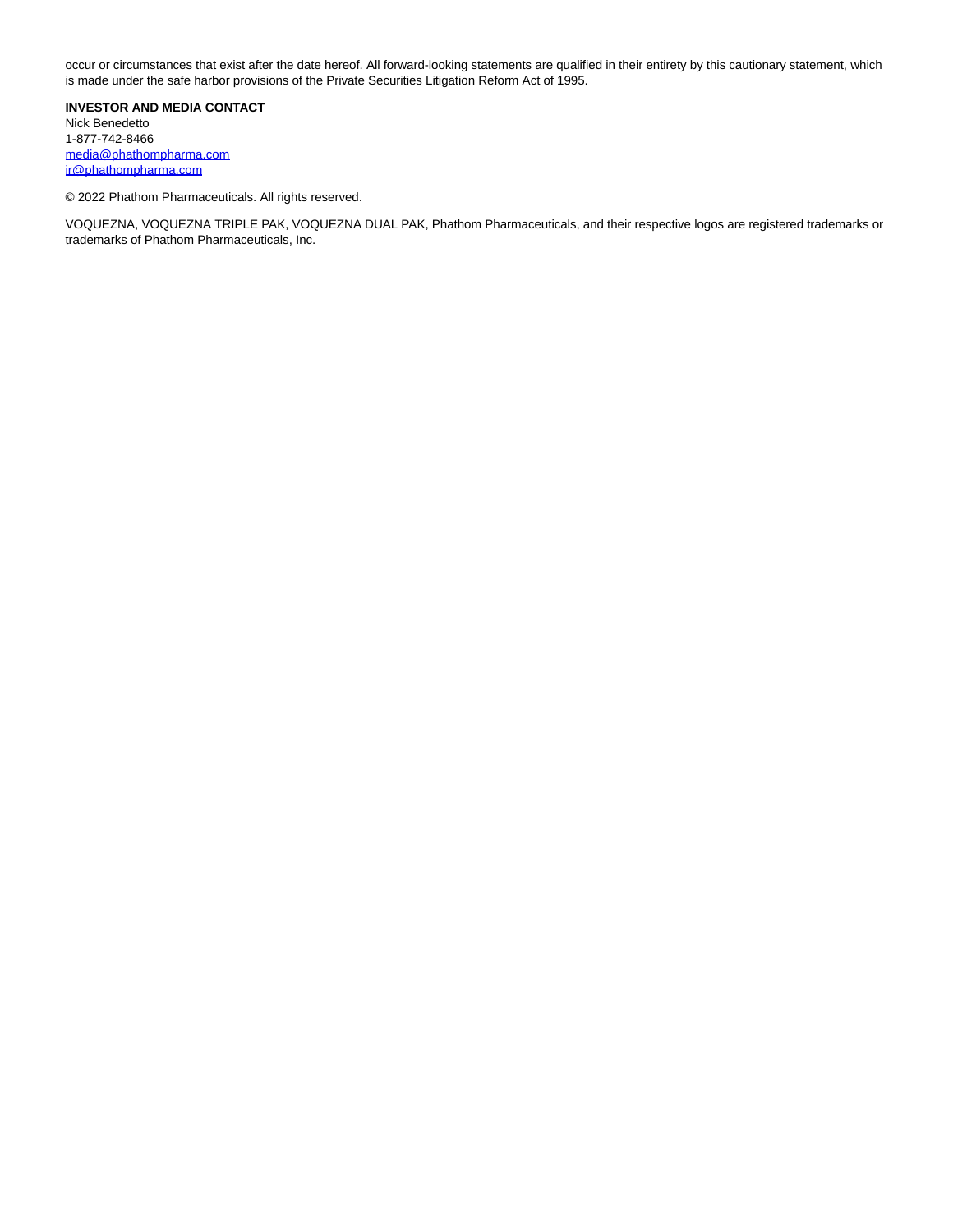occur or circumstances that exist after the date hereof. All forward-looking statements are qualified in their entirety by this cautionary statement, which is made under the safe harbor provisions of the Private Securities Litigation Reform Act of 1995.

**INVESTOR AND MEDIA CONTACT**
Nick Benedetto
1-877-742-8466
media@phathompharma.com
ir@phathompharma.com

© 2022 Phathom Pharmaceuticals. All rights reserved.

VOQUEZNA, VOQUEZNA TRIPLE PAK, VOQUEZNA DUAL PAK, Phathom Pharmaceuticals, and their respective logos are registered trademarks or trademarks of Phathom Pharmaceuticals, Inc.